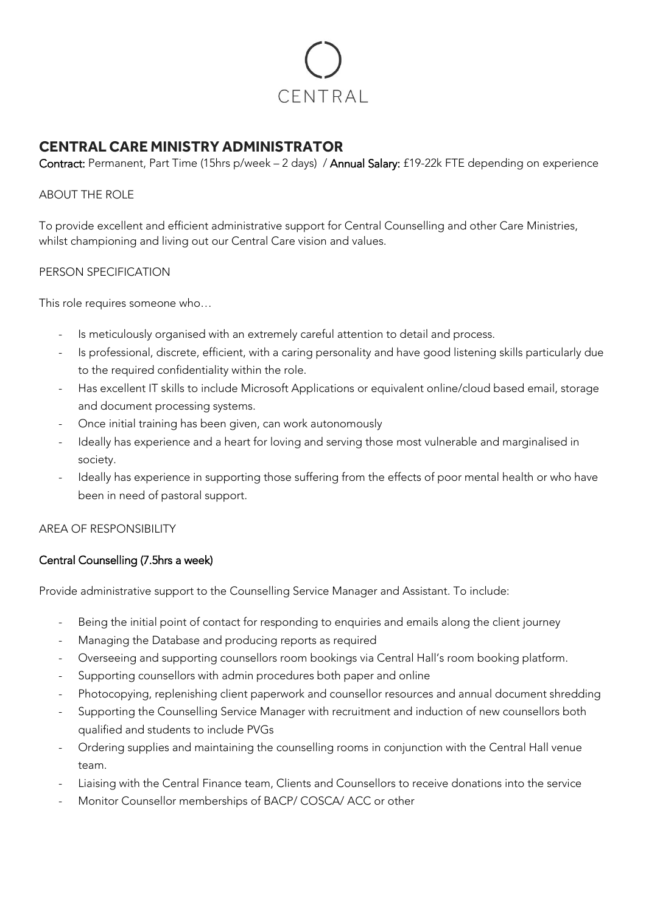CENTRAL

# CENTRAL CARE MINISTRY ADMINISTRATOR

**Contract:** Permanent, Part Time (15hrs p/week – 2 days) / **Annual Salary:** £19-22k FTE depending on experience

## ABOUT THE ROLE

To provide excellent and efficient administrative support for Central Counselling and other Care Ministries, whilst championing and living out our Central Care vision and values.

## PERSON SPECIFICATION

This role requires someone who…

- Is meticulously organised with an extremely careful attention to detail and process.
- Is professional, discrete, efficient, with a caring personality and have good listening skills particularly due to the required confidentiality within the role.
- Has excellent IT skills to include Microsoft Applications or equivalent online/cloud based email, storage and document processing systems.
- Once initial training has been given, can work autonomously
- Ideally has experience and a heart for loving and serving those most vulnerable and marginalised in society.
- Ideally has experience in supporting those suffering from the effects of poor mental health or who have been in need of pastoral support.

## AREA OF RESPONSIBILITY

### Central Counselling (7.5hrs a week)

Provide administrative support to the Counselling Service Manager and Assistant. To include:

- Being the initial point of contact for responding to enquiries and emails along the client journey
- Managing the Database and producing reports as required
- Overseeing and supporting counsellors room bookings via Central Hall's room booking platform.
- Supporting counsellors with admin procedures both paper and online
- Photocopying, replenishing client paperwork and counsellor resources and annual document shredding
- Supporting the Counselling Service Manager with recruitment and induction of new counsellors both qualified and students to include PVGs
- Ordering supplies and maintaining the counselling rooms in conjunction with the Central Hall venue team.
- Liaising with the Central Finance team, Clients and Counsellors to receive donations into the service
- Monitor Counsellor memberships of BACP/ COSCA/ ACC or other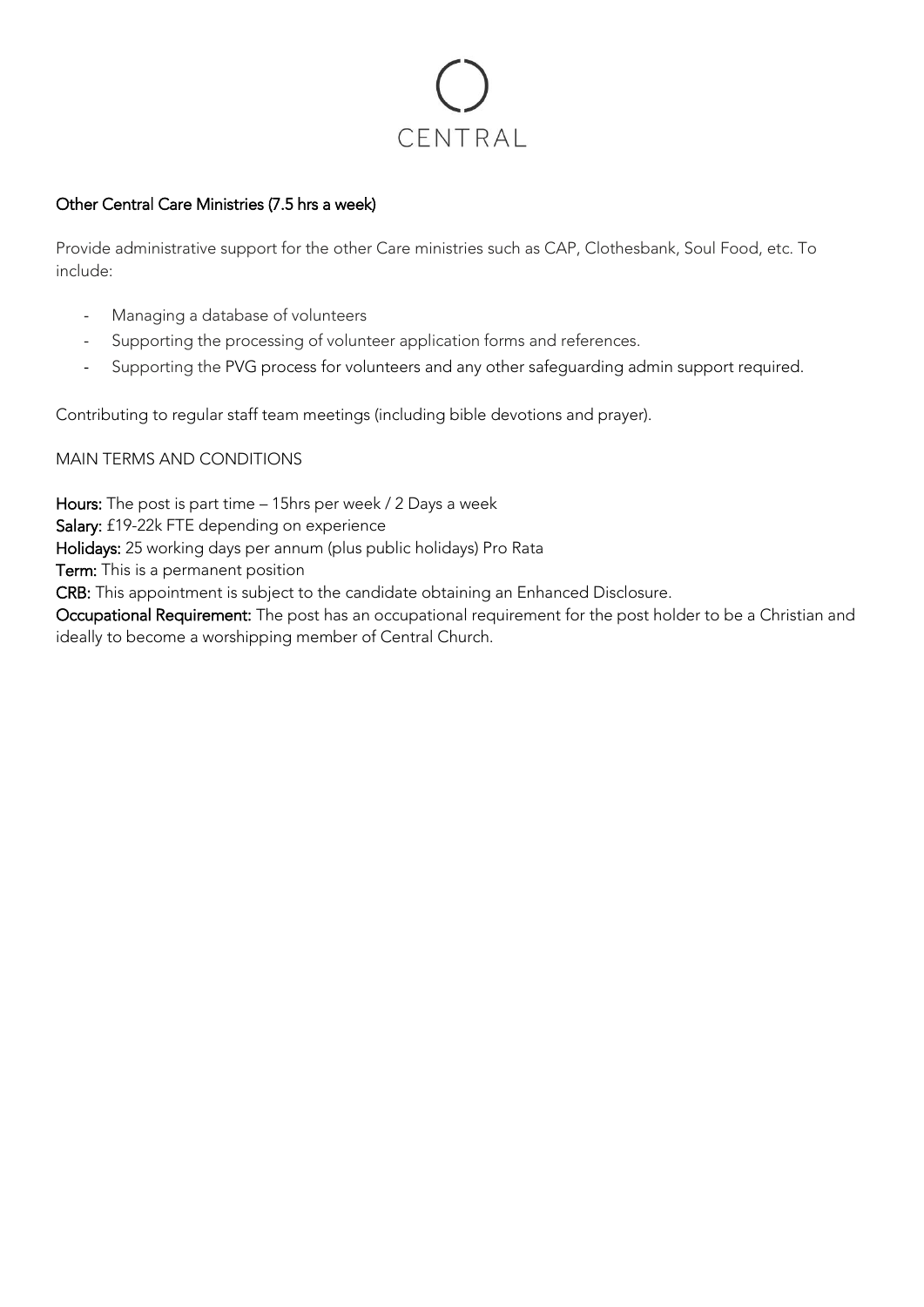### Other Central Care Ministries (7.5 hrs a week)

Provide administrative support for the other Care ministries such as CAP, Clothesbank, Soul Food, etc. To include:

- Managing a database of volunteers
- Supporting the processing of volunteer application forms and references.
- Supporting the PVG process for volunteers and any other safeguarding admin support required.

Contributing to regular staff team meetings (including bible devotions and prayer).

## MAIN TERMS AND CONDITIONS

**Hours:** The post is part time – 15hrs per week / 2 Days a week
**Salary:** £19-22k FTE depending on experience
**Holidays:** 25 working days per annum (plus public holidays) Pro Rata
**Term:** This is a permanent position
**CRB:** This appointment is subject to the candidate obtaining an Enhanced Disclosure.
**Occupational Requirement:** The post has an occupational requirement for the post holder to be a Christian and ideally to become a worshipping member of Central Church.